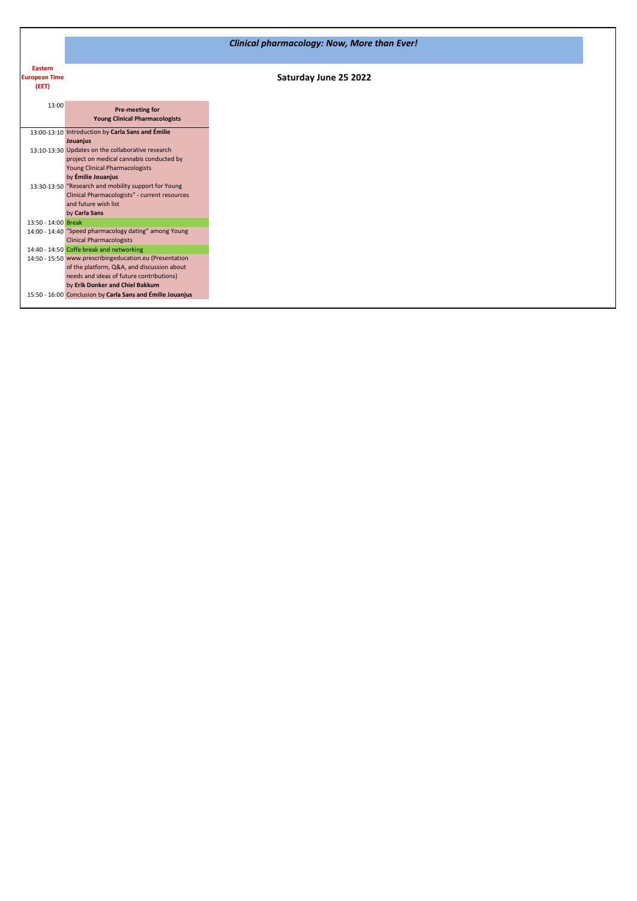# *Clinical pharmacology: Now, More than Ever!*

## Saturday June 25 2022

| Eastern European Time (EET) | |
|---|---|
| 13:00 | **Pre-meeting for Young Clinical Pharmacologists** |
| 13:00-13:10 | Introduction by **Carla Sans and Émilie Jouanjus** |
| 13:10-13:30 | Updates on the collaborative research project on medical cannabis conducted by Young Clinical Pharmacologists by **Émilie Jouanjus** |
| 13:30-13:50 | "Research and mobility support for Young Clinical Pharmacologists" - current resources and future wish list by **Carla Sans** |
| 13:50 - 14:00 | Break |
| 14:00 - 14:40 | "Speed pharmacology dating" among Young Clinical Pharmacologists |
| 14:40 - 14:50 | Coffe break and networking |
| 14:50 - 15:50 | www.prescribingeducation.eu (Presentation of the platform, Q&A, and discussion about needs and ideas of future contributions) by **Erik Donker and Chiel Bakkum** |
| 15:50 - 16:00 | Conclusion by **Carla Sans and Émilie Jouanjus** |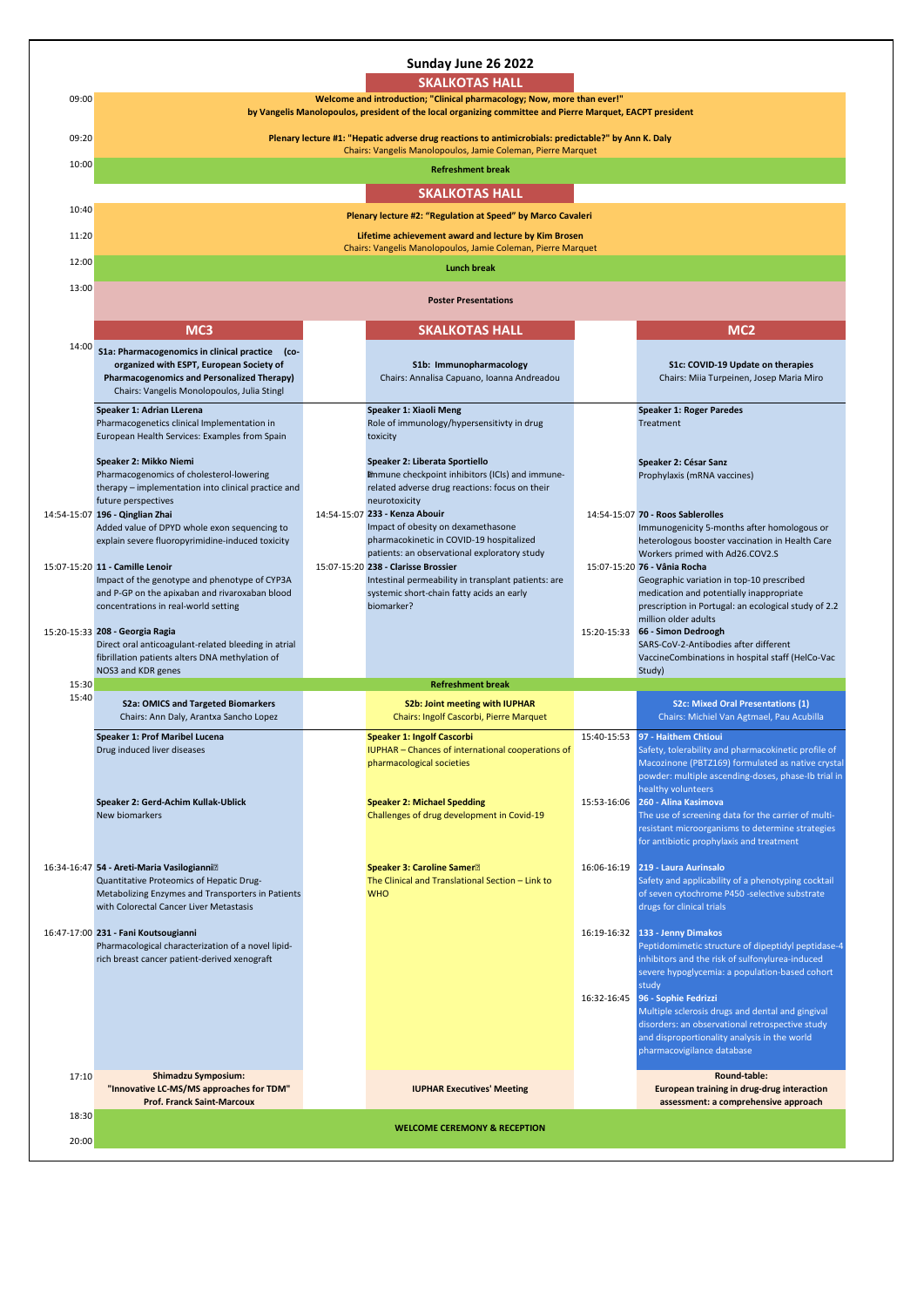# Sunday June 26 2022

## SKALKOTAS HALL

**09:00** — **Welcome and introduction; "Clinical pharmacology; Now, more than ever!"**
**by Vangelis Manolopoulos, president of the local organizing committee and Pierre Marquet, EACPT president**

**09:20** — **Plenary lecture #1: "Hepatic adverse drug reactions to antimicrobials: predictable?" by Ann K. Daly**
Chairs: Vangelis Manolopoulos, Jamie Coleman, Pierre Marquet

**10:00** — **Refreshment break**

## SKALKOTAS HALL

**10:40** — **Plenary lecture #2: "Regulation at Speed" by Marco Cavaleri**

**11:20** — **Lifetime achievement award and lecture by Kim Brosen**
Chairs: Vangelis Manolopoulos, Jamie Coleman, Pierre Marquet

**12:00** — **Lunch break**

**13:00** — **Poster Presentations**

## 14:00 Parallel sessions

### MC3

**S1a: Pharmacogenomics in clinical practice (co-organized with ESPT, European Society of Pharmacogenomics and Personalized Therapy)**
Chairs: Vangelis Monolopoulos, Julia Stingl

- **Speaker 1: Adrian LLerena**
  Pharmacogenetics clinical Implementation in European Health Services: Examples from Spain
- **Speaker 2: Mikko Niemi**
  Pharmacogenomics of cholesterol-lowering therapy – implementation into clinical practice and future perspectives
- 14:54-15:07 **196 - Qinglian Zhai**
  Added value of DPYD whole exon sequencing to explain severe fluoropyrimidine-induced toxicity
- 15:07-15:20 **11 - Camille Lenoir**
  Impact of the genotype and phenotype of CYP3A and P-GP on the apixaban and rivaroxaban blood concentrations in real-world setting
- 15:20-15:33 **208 - Georgia Ragia**
  Direct oral anticoagulant-related bleeding in atrial fibrillation patients alters DNA methylation of NOS3 and KDR genes

### SKALKOTAS HALL

**S1b: Immunopharmacology**
Chairs: Annalisa Capuano, Ioanna Andreadou

- **Speaker 1: Xiaoli Meng**
  Role of immunology/hypersensitivty in drug toxicity
- **Speaker 2: Liberata Sportiello**
  Immune checkpoint inhibitors (ICIs) and immune-related adverse drug reactions: focus on their neurotoxicity
- 14:54-15:07 **233 - Kenza Abouir**
  Impact of obesity on dexamethasone pharmacokinetic in COVID-19 hospitalized patients: an observational exploratory study
- 15:07-15:20 **238 - Clarisse Brossier**
  Intestinal permeability in transplant patients: are systemic short-chain fatty acids an early biomarker?

### MC2

**S1c: COVID-19 Update on therapies**
Chairs: Miia Turpeinen, Josep Maria Miro

- **Speaker 1: Roger Paredes**
  Treatment
- **Speaker 2: César Sanz**
  Prophylaxis (mRNA vaccines)
- 14:54-15:07 **70 - Roos Sablerolles**
  Immunogenicity 5-months after homologous or heterologous booster vaccination in Health Care Workers primed with Ad26.COV2.S
- 15:07-15:20 **76 - Vânia Rocha**
  Geographic variation in top-10 prescribed medication and potentially inappropriate prescription in Portugal: an ecological study of 2.2 million older adults
- 15:20-15:33 **66 - Simon Dedroogh**
  SARS-CoV-2-Antibodies after different VaccineCombinations in hospital staff (HelCo-Vac Study)

**15:30** — **Refreshment break**

## 15:40 Parallel sessions

### MC3

**S2a: OMICS and Targeted Biomarkers**
Chairs: Ann Daly, Arantxa Sancho Lopez

- **Speaker 1: Prof Maribel Lucena**
  Drug induced liver diseases
- **Speaker 2: Gerd-Achim Kullak-Ublick**
  New biomarkers
- 16:34-16:47 **54 - Areti-Maria Vasilogianni**
  Quantitative Proteomics of Hepatic Drug-Metabolizing Enzymes and Transporters in Patients with Colorectal Cancer Liver Metastasis
- 16:47-17:00 **231 - Fani Koutsougianni**
  Pharmacological characterization of a novel lipid-rich breast cancer patient-derived xenograft

### SKALKOTAS HALL

**S2b: Joint meeting with IUPHAR**
Chairs: Ingolf Cascorbi, Pierre Marquet

- **Speaker 1: Ingolf Cascorbi**
  IUPHAR – Chances of international cooperations of pharmacological societies
- **Speaker 2: Michael Spedding**
  Challenges of drug development in Covid-19
- **Speaker 3: Caroline Samer**
  The Clinical and Translational Section – Link to WHO

### MC2

**S2c: Mixed Oral Presentations (1)**
Chairs: Michiel Van Agtmael, Pau Acubilla

- 15:40-15:53 **97 - Haithem Chtioui**
  Safety, tolerability and pharmacokinetic profile of Macozinone (PBTZ169) formulated as native crystal powder: multiple ascending-doses, phase-Ib trial in healthy volunteers
- 15:53-16:06 **260 - Alina Kasimova**
  The use of screening data for the carrier of multi-resistant microorganisms to determine strategies for antibiotic prophylaxis and treatment
- 16:06-16:19 **219 - Laura Aurinsalo**
  Safety and applicability of a phenotyping cocktail of seven cytochrome P450 -selective substrate drugs for clinical trials
- 16:19-16:32 **133 - Jenny Dimakos**
  Peptidomimetic structure of dipeptidyl peptidase-4 inhibitors and the risk of sulfonylurea-induced severe hypoglycemia: a population-based cohort study
- 16:32-16:45 **96 - Sophie Fedrizzi**
  Multiple sclerosis drugs and dental and gingival disorders: an observational retrospective study and disproportionality analysis in the world pharmacovigilance database

## 17:10

- **MC3 — Shimadzu Symposium: "Innovative LC-MS/MS approaches for TDM" Prof. Franck Saint-Marcoux**
- **SKALKOTAS HALL — IUPHAR Executives' Meeting**
- **MC2 — Round-table: European training in drug-drug interaction assessment: a comprehensive approach**

**18:30 – 20:00** — **WELCOME CEREMONY & RECEPTION**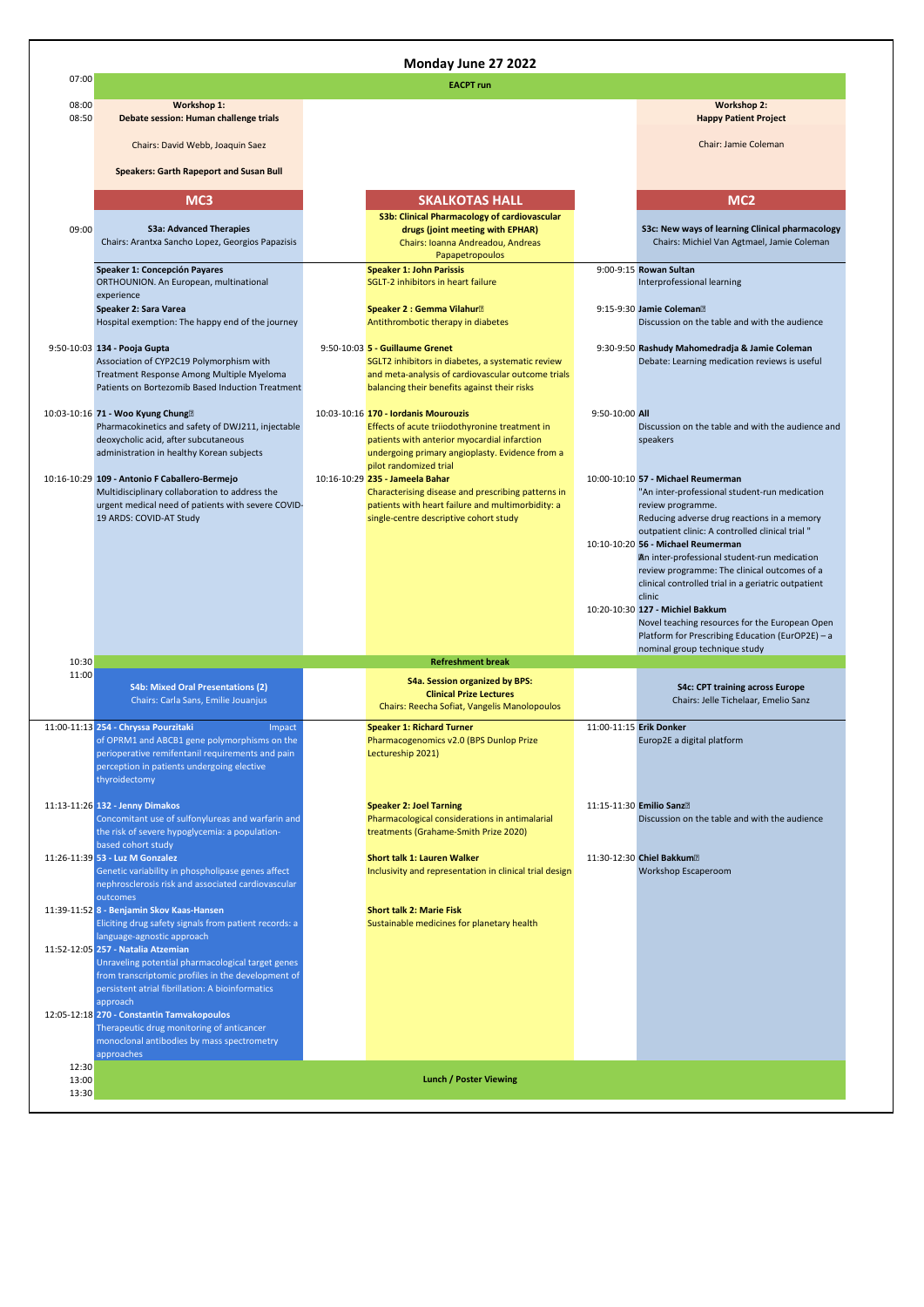# Monday June 27 2022

**07:00** — **EACPT run**

**08:00–08:50**

| Workshop 1: | Workshop 2: |
|---|---|
| **Debate session: Human challenge trials** | **Happy Patient Project** |
| Chairs: David Webb, Joaquin Saez | Chair: Jamie Coleman |
| **Speakers: Garth Rapeport and Susan Bull** | |

## 09:00

| Time | MC3 | Time | SKALKOTAS HALL | Time | MC2 |
|---|---|---|---|---|---|
| | **S3a: Advanced Therapies** Chairs: Arantxa Sancho Lopez, Georgios Papazisis | | **S3b: Clinical Pharmacology of cardiovascular drugs (joint meeting with EPHAR)** Chairs: Ioanna Andreadou, Andreas Papapetropoulos | | **S3c: New ways of learning Clinical pharmacology** Chairs: Michiel Van Agtmael, Jamie Coleman |
| | **Speaker 1: Concepción Payares** ORTHOUNION. An European, multinational experience | | **Speaker 1: John Parissis** SGLT-2 inhibitors in heart failure | 9:00-9:15 | **Rowan Sultan** Interprofessional learning |
| | **Speaker 2: Sara Varea** Hospital exemption: The happy end of the journey | | **Speaker 2 : Gemma Vilahur** Antithrombotic therapy in diabetes | 9:15-9:30 | **Jamie Coleman** Discussion on the table and with the audience |
| 9:50-10:03 | **134 - Pooja Gupta** Association of CYP2C19 Polymorphism with Treatment Response Among Multiple Myeloma Patients on Bortezomib Based Induction Treatment | 9:50-10:03 | **5 - Guillaume Grenet** SGLT2 inhibitors in diabetes, a systematic review and meta-analysis of cardiovascular outcome trials balancing their benefits against their risks | 9:30-9:50 | **Rashudy Mahomedradja & Jamie Coleman** Debate: Learning medication reviews is useful |
| 10:03-10:16 | **71 - Woo Kyung Chung** Pharmacokinetics and safety of DWJ211, injectable deoxycholic acid, after subcutaneous administration in healthy Korean subjects | 10:03-10:16 | **170 - Iordanis Mourouzis** Effects of acute triiodothyronine treatment in patients with anterior myocardial infarction undergoing primary angioplasty. Evidence from a pilot randomized trial | 9:50-10:00 | **All** Discussion on the table and with the audience and speakers |
| 10:16-10:29 | **109 - Antonio F Caballero-Bermejo** Multidisciplinary collaboration to address the urgent medical need of patients with severe COVID-19 ARDS: COVID-AT Study | 10:16-10:29 | **235 - Jameela Bahar** Characterising disease and prescribing patterns in patients with heart failure and multimorbidity: a single-centre descriptive cohort study | 10:00-10:10 | **57 - Michael Reumerman** "An inter-professional student-run medication review programme. Reducing adverse drug reactions in a memory outpatient clinic: A controlled clinical trial " |
| | | | | 10:10-10:20 | **56 - Michael Reumerman** An inter-professional student-run medication review programme: The clinical outcomes of a clinical controlled trial in a geriatric outpatient clinic |
| | | | | 10:20-10:30 | **127 - Michiel Bakkum** Novel teaching resources for the European Open Platform for Prescribing Education (EurOP2E) – a nominal group technique study |

**10:30** — **Refreshment break**

## 11:00

| Time | MC3 | Time | SKALKOTAS HALL | Time | MC2 |
|---|---|---|---|---|---|
| | **S4b: Mixed Oral Presentations (2)** Chairs: Carla Sans, Emilie Jouanjus | | **S4a. Session organized by BPS: Clinical Prize Lectures** Chairs: Reecha Sofiat, Vangelis Manolopoulos | | **S4c: CPT training across Europe** Chairs: Jelle Tichelaar, Emelio Sanz |
| 11:00-11:13 | **254 - Chryssa Pourzitaki** Impact of OPRM1 and ABCB1 gene polymorphisms on the perioperative remifentanil requirements and pain perception in patients undergoing elective thyroidectomy | | **Speaker 1: Richard Turner** Pharmacogenomics v2.0 (BPS Dunlop Prize Lectureship 2021) | 11:00-11:15 | **Erik Donker** Europ2E a digital platform |
| 11:13-11:26 | **132 - Jenny Dimakos** Concomitant use of sulfonylureas and warfarin and the risk of severe hypoglycemia: a population-based cohort study | | **Speaker 2: Joel Tarning** Pharmacological considerations in antimalarial treatments (Grahame-Smith Prize 2020) | 11:15-11:30 | **Emilio Sanz** Discussion on the table and with the audience |
| 11:26-11:39 | **53 - Luz M Gonzalez** Genetic variability in phospholipase genes affect nephrosclerosis risk and associated cardiovascular outcomes | | **Short talk 1: Lauren Walker** Inclusivity and representation in clinical trial design | 11:30-12:30 | **Chiel Bakkum** Workshop Escaperoom |
| 11:39-11:52 | **8 - Benjamin Skov Kaas-Hansen** Eliciting drug safety signals from patient records: a language-agnostic approach | | **Short talk 2: Marie Fisk** Sustainable medicines for planetary health | | |
| 11:52-12:05 | **257 - Natalia Atzemian** Unraveling potential pharmacological target genes from transcriptomic profiles in the development of persistent atrial fibrillation: A bioinformatics approach | | | | |
| 12:05-12:18 | **270 - Constantin Tamvakopoulos** Therapeutic drug monitoring of anticancer monoclonal antibodies by mass spectrometry approaches | | | | |

**12:30 / 13:00 / 13:30** — **Lunch / Poster Viewing**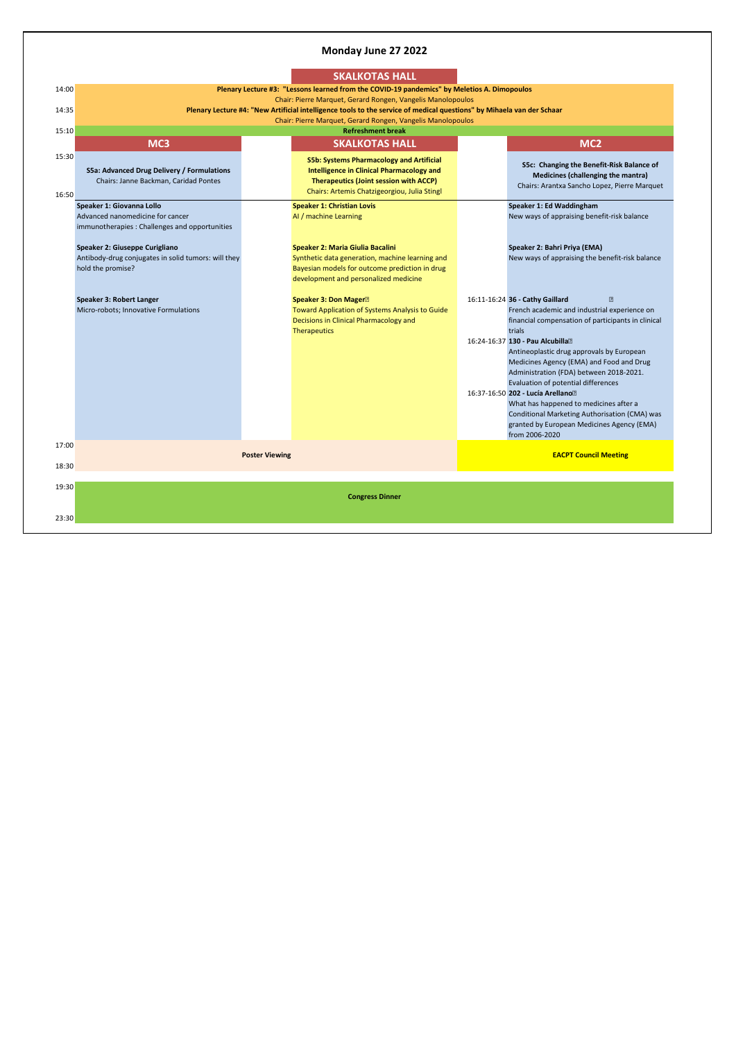# Monday June 27 2022

## SKALKOTAS HALL

| Time | Session |
|---|---|
| 14:00 | **Plenary Lecture #3: "Lessons learned from the COVID-19 pandemics" by Meletios A. Dimopoulos**<br>Chair: Pierre Marquet, Gerard Rongen, Vangelis Manolopoulos |
| 14:35 | **Plenary Lecture #4: "New Artificial intelligence tools to the service of medical questions" by Mihaela van der Schaar**<br>Chair: Pierre Marquet, Gerard Rongen, Vangelis Manolopoulos |
| 15:10 | **Refreshment break** |

## 15:30 – 16:50 Parallel Sessions

| MC3 | SKALKOTAS HALL | MC2 |
|---|---|---|
| **S5a: Advanced Drug Delivery / Formulations**<br>Chairs: Janne Backman, Caridad Pontes | **S5b: Systems Pharmacology and Artificial Intelligence in Clinical Pharmacology and Therapeutics (Joint session with ACCP)**<br>Chairs: Artemis Chatzigeorgiou, Julia Stingl | **S5c: Changing the Benefit-Risk Balance of Medicines (challenging the mantra)**<br>Chairs: Arantxa Sancho Lopez, Pierre Marquet |
| **Speaker 1: Giovanna Lollo**<br>Advanced nanomedicine for cancer immunotherapies : Challenges and opportunities | **Speaker 1: Christian Lovis**<br>AI / machine Learning | **Speaker 1: Ed Waddingham**<br>New ways of appraising benefit-risk balance |
| **Speaker 2: Giuseppe Curigliano**<br>Antibody-drug conjugates in solid tumors: will they hold the promise? | **Speaker 2: Maria Giulia Bacalini**<br>Synthetic data generation, machine learning and Bayesian models for outcome prediction in drug development and personalized medicine | **Speaker 2: Bahri Priya (EMA)**<br>New ways of appraising the benefit-risk balance |
| **Speaker 3: Robert Langer**<br>Micro-robots; Innovative Formulations | **Speaker 3: Don Mager**<br>Toward Application of Systems Analysis to Guide Decisions in Clinical Pharmacology and Therapeutics | 16:11-16:24 **36 - Cathy Gaillard**<br>French academic and industrial experience on financial compensation of participants in clinical trials<br><br>16:24-16:37 **130 - Pau Alcubilla**<br>Antineoplastic drug approvals by European Medicines Agency (EMA) and Food and Drug Administration (FDA) between 2018-2021. Evaluation of potential differences<br><br>16:37-16:50 **202 - Lucía Arellano**<br>What has happened to medicines after a Conditional Marketing Authorisation (CMA) was granted by European Medicines Agency (EMA) from 2006-2020 |

| Time | Session | |
|---|---|---|
| 17:00 – 18:30 | **Poster Viewing** | **EACPT Council Meeting** |
| 19:30 – 23:30 | **Congress Dinner** | |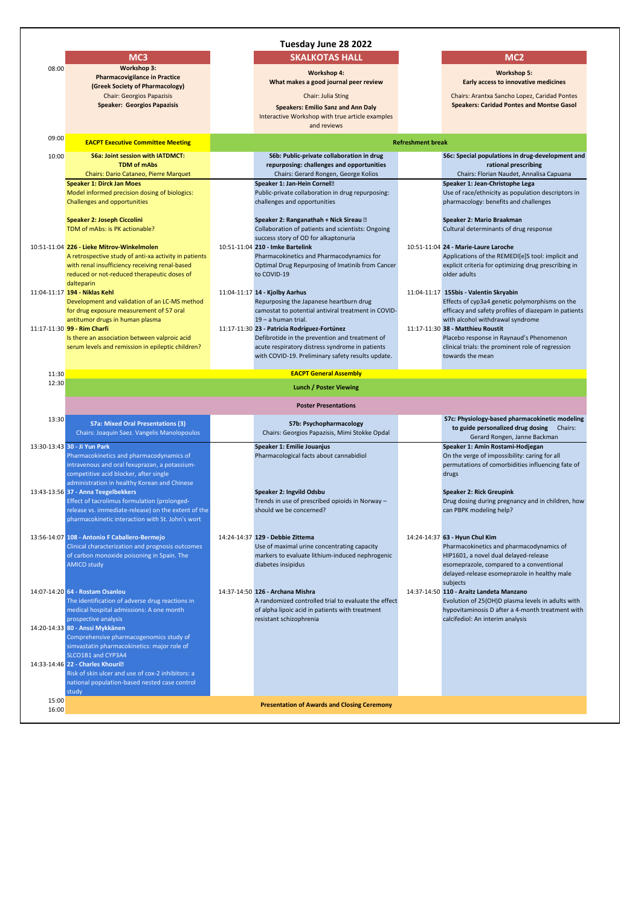# Tuesday June 28 2022

| | MC3 | SKALKOTAS HALL | MC2 |
|---|---|---|---|
| 08:00 | **Workshop 3: Pharmacovigilance in Practice (Greek Society of Pharmacology)** Chair: Georgios Papazisis **Speaker: Georgios Papazisis** | **Workshop 4: What makes a good journal peer review** Chair: Julia Sting **Speakers: Emilio Sanz and Ann Daly** Interactive Workshop with true article examples and reviews | **Workshop 5: Early access to innovative medicines** Chairs: Arantxa Sancho Lopez, Caridad Pontes **Speakers: Caridad Pontes and Montse Gasol** |
| 09:00 | **EACPT Executive Committee Meeting** | **Refreshment break** | |
| 10:00 | **S6a: Joint session with IATDMCT: TDM of mAbs** Chairs: Dario Cataneo, Pierre Marquet | **S6b: Public-private collaboration in drug repurposing: challenges and opportunities** Chairs: Gerard Rongen, George Kolios | **S6c: Special populations in drug-development and rational prescribing** Chairs: Florian Naudet, Annalisa Capuana |
| | **Speaker 1: Dirck Jan Moes** Model informed precision dosing of biologics: Challenges and opportunities | **Speaker 1: Jan-Hein Cornel** Public-private collaboration in drug repurposing: challenges and opportunities | **Speaker 1: Jean-Christophe Lega** Use of race/ethnicity as population descriptors in pharmacology: benefits and challenges |
| | **Speaker 2: Joseph Ciccolini** TDM of mAbs: is PK actionable? | **Speaker 2: Ranganathah + Nick Sireau** Collaboration of patients and scientists: Ongoing success story of OD for alkaptonuria | **Speaker 2: Mario Braakman** Cultural determinants of drug response |
| 10:51-11:04 | **226 - Lieke Mitrov-Winkelmolen** A retrospective study of anti-xa activity in patients with renal insufficiency receiving renal-based reduced or not-reduced therapeutic doses of dalteparin | **210 - Imke Bartelink** Pharmacokinetics and Pharmacodynamics for Optimal Drug Repurposing of Imatinib from Cancer to COVID-19 | **24 - Marie-Laure Laroche** Applications of the REMEDI[e]S tool: implicit and explicit criteria for optimizing drug prescribing in older adults |
| 11:04-11:17 | **194 - Niklas Kehl** Development and validation of an LC-MS method for drug exposure measurement of 57 oral antitumor drugs in human plasma | **14 - Kjolby Aarhus** Repurposing the Japanese heartburn drug camostat to potential antiviral treatment in COVID-19 – a human trial. | **155bis - Valentin Skryabin** Effects of cyp3a4 genetic polymorphisms on the efficacy and safety profiles of diazepam in patients with alcohol withdrawal syndrome |
| 11:17-11:30 | **99 - Rim Charfi** Is there an association between valproic acid serum levels and remission in epileptic children? | **23 - Patricia Rodríguez-Fortúnez** Defibrotide in the prevention and treatment of acute respiratory distress syndrome in patients with COVID-19. Preliminary safety results update. | **38 - Matthieu Roustit** Placebo response in Raynaud's Phenomenon clinical trials: the prominent role of regression towards the mean |
| 11:30 | | **EACPT General Assembly** | |
| 12:30 | | **Lunch / Poster Viewing** | |
| | | **Poster Presentations** | |
| 13:30 | **S7a: Mixed Oral Presentations (3)** Chairs: Joaquin Saez. Vangelis Manolopoulos | **S7b: Psychopharmacology** Chairs: Georgios Papazisis, Mimi Stokke Opdal | **S7c: Physiology-based pharmacokinetic modeling to guide personalized drug dosing** Chairs: Gerard Rongen, Janne Backman |
| 13:30-13:43 | **30 - Ji Yun Park** Pharmacokinetics and pharmacodynamics of intravenous and oral fexuprazan, a potassium-competitive acid blocker, after single administration in healthy Korean and Chinese | **Speaker 1: Emilie Jouanjus** Pharmacological facts about cannabidiol | **Speaker 1: Amin Rostami-Hodjegan** On the verge of impossibility: caring for all permutations of comorbidities influencing fate of drugs |
| 13:43-13:56 | **37 - Anna Teegelbekkers** Effect of tacrolimus formulation (prolonged-release vs. immediate-release) on the extent of the pharmacokinetic interaction with St. John's wort | **Speaker 2: Ingvild Odsbu** Trends in use of prescribed opioids in Norway – should we be concerned? | **Speaker 2: Rick Greupink** Drug dosing during pregnancy and in children, how can PBPK modeling help? |
| 13:56-14:07 | **108 - Antonio F Caballero-Bermejo** Clinical characterization and prognosis outcomes of carbon monoxide poisoning in Spain. The AMICO study | 14:24-14:37 **129 - Debbie Zittema** Use of maximal urine concentrating capacity markers to evaluate lithium-induced nephrogenic diabetes insipidus | 14:24-14:37 **63 - Hyun Chul Kim** Pharmacokinetics and pharmacodynamics of HIP1601, a novel dual delayed-release esomeprazole, compared to a conventional delayed-release esomeprazole in healthy male subjects |
| 14:07-14:20 | **64 - Rostam Osanlou** The identification of adverse drug reactions in medical hospital admissions: A one month prospective analysis | 14:37-14:50 **126 - Archana Mishra** A randomized controlled trial to evaluate the effect of alpha lipoic acid in patients with treatment resistant schizophrenia | 14:37-14:50 **110 - Araitz Landeta Manzano** Evolution of 25(OH)D plasma levels in adults with hypovitaminosis D after a 4-month treatment with calcifediol: An interim analysis |
| 14:20-14:33 | **80 - Anssi Mykkänen** Comprehensive pharmacogenomics study of simvastatin pharmacokinetics: major role of SLCO1B1 and CYP3A4 | | |
| 14:33-14:46 | **22 - Charles Khouri** Risk of skin ulcer and use of cox-2 inhibitors: a national population-based nested case control study | | |
| 15:00 16:00 | | **Presentation of Awards and Closing Ceremony** | |